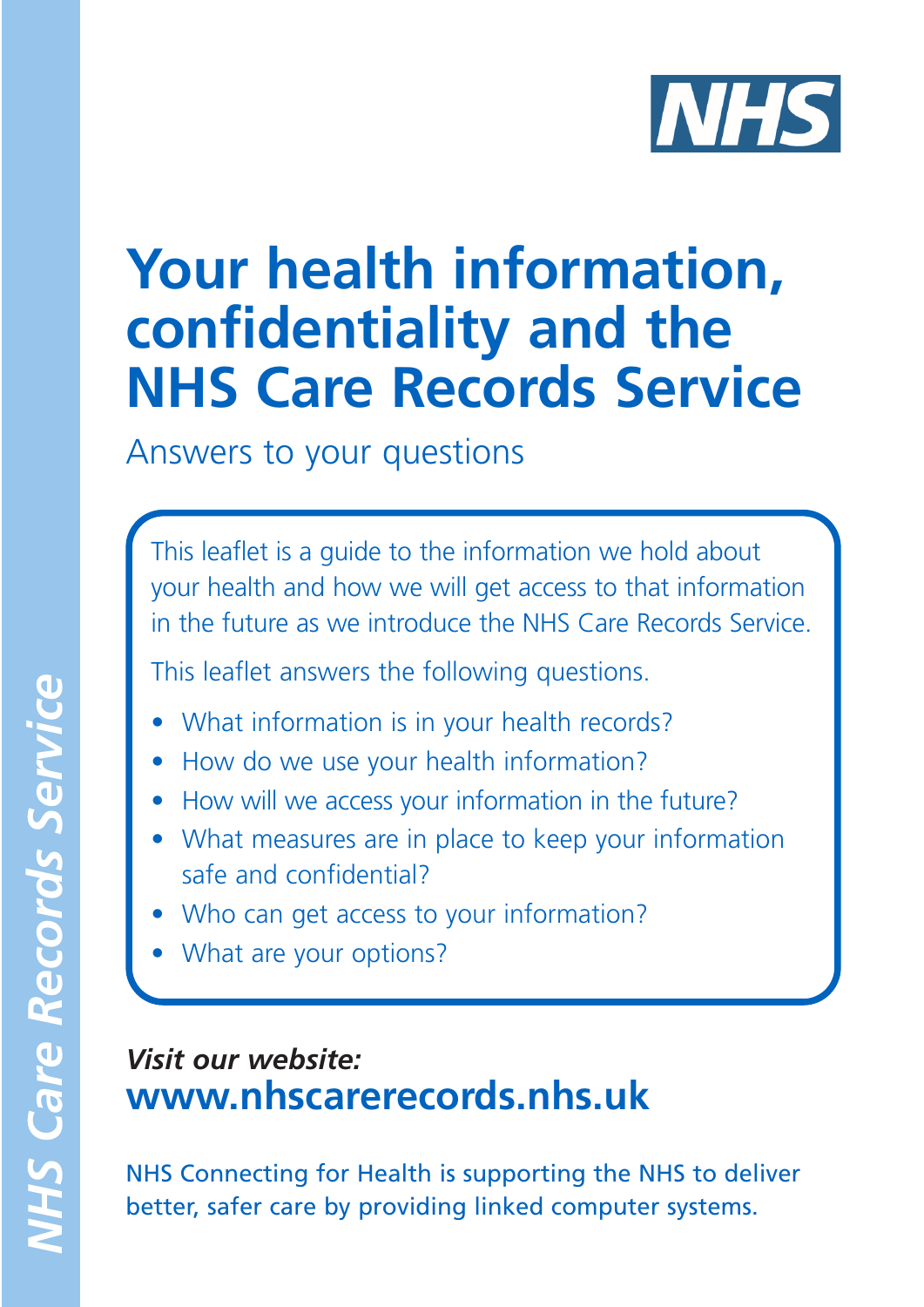NHS

# Your health information, confidentiality and the NHS Care Records Service

Answers to your questions

This leaflet is a guide to the information we hold about your health and how we will get access to that information in the future as we introduce the NHS Care Records Service.

This leaflet answers the following questions.

- What information is in your health records?
- How do we use your health information?
- How will we access your information in the future?
- What measures are in place to keep your information safe and confidential?
- Who can get access to your information?
- What are your options?

***Visit our website:***
**www.nhscarerecords.nhs.uk**

NHS Connecting for Health is supporting the NHS to deliver better, safer care by providing linked computer systems.

*NHS Care Records Service*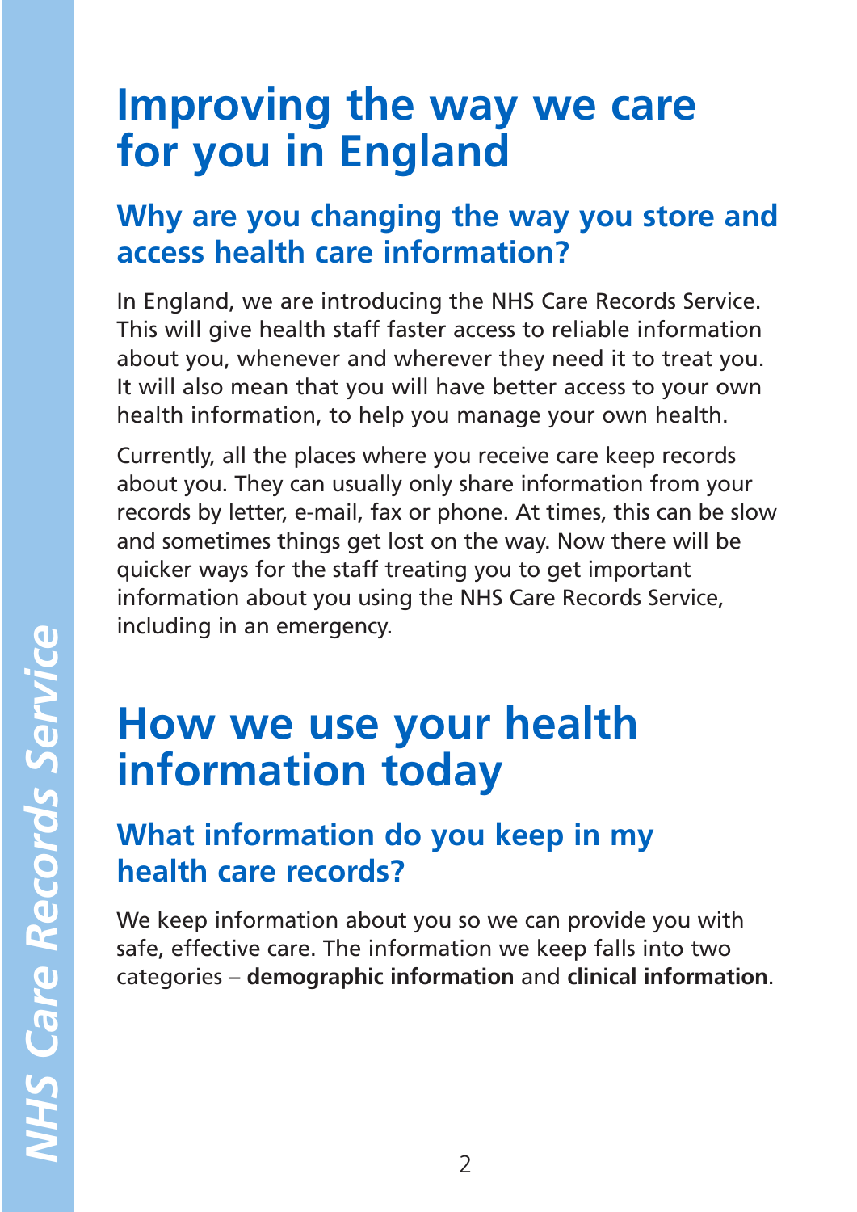# Improving the way we care for you in England

## Why are you changing the way you store and access health care information?

In England, we are introducing the NHS Care Records Service. This will give health staff faster access to reliable information about you, whenever and wherever they need it to treat you. It will also mean that you will have better access to your own health information, to help you manage your own health.

Currently, all the places where you receive care keep records about you. They can usually only share information from your records by letter, e-mail, fax or phone. At times, this can be slow and sometimes things get lost on the way. Now there will be quicker ways for the staff treating you to get important information about you using the NHS Care Records Service, including in an emergency.

# How we use your health information today

## What information do you keep in my health care records?

We keep information about you so we can provide you with safe, effective care. The information we keep falls into two categories – **demographic information** and **clinical information**.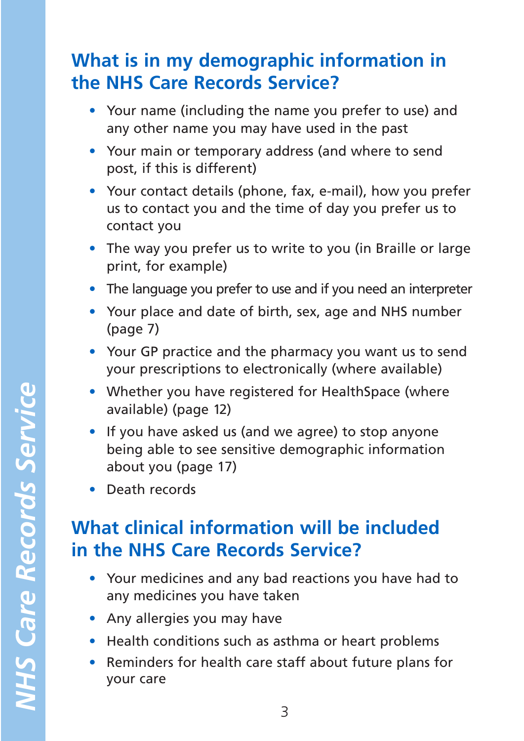## What is in my demographic information in the NHS Care Records Service?

- Your name (including the name you prefer to use) and any other name you may have used in the past
- Your main or temporary address (and where to send post, if this is different)
- Your contact details (phone, fax, e-mail), how you prefer us to contact you and the time of day you prefer us to contact you
- The way you prefer us to write to you (in Braille or large print, for example)
- The language you prefer to use and if you need an interpreter
- Your place and date of birth, sex, age and NHS number (page 7)
- Your GP practice and the pharmacy you want us to send your prescriptions to electronically (where available)
- Whether you have registered for HealthSpace (where available) (page 12)
- If you have asked us (and we agree) to stop anyone being able to see sensitive demographic information about you (page 17)
- Death records

## What clinical information will be included in the NHS Care Records Service?

- Your medicines and any bad reactions you have had to any medicines you have taken
- Any allergies you may have
- Health conditions such as asthma or heart problems
- Reminders for health care staff about future plans for your care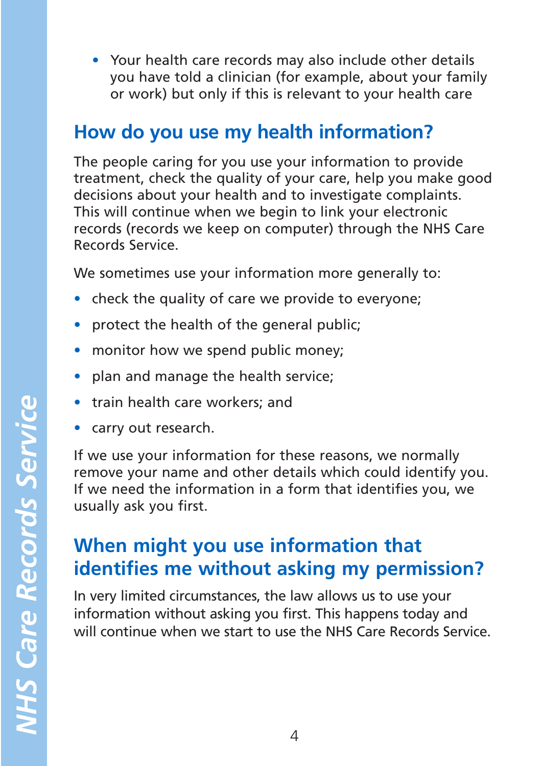- Your health care records may also include other details you have told a clinician (for example, about your family or work) but only if this is relevant to your health care

## How do you use my health information?

The people caring for you use your information to provide treatment, check the quality of your care, help you make good decisions about your health and to investigate complaints. This will continue when we begin to link your electronic records (records we keep on computer) through the NHS Care Records Service.

We sometimes use your information more generally to:

- check the quality of care we provide to everyone;
- protect the health of the general public;
- monitor how we spend public money;
- plan and manage the health service;
- train health care workers; and
- carry out research.

If we use your information for these reasons, we normally remove your name and other details which could identify you. If we need the information in a form that identifies you, we usually ask you first.

## When might you use information that identifies me without asking my permission?

In very limited circumstances, the law allows us to use your information without asking you first. This happens today and will continue when we start to use the NHS Care Records Service.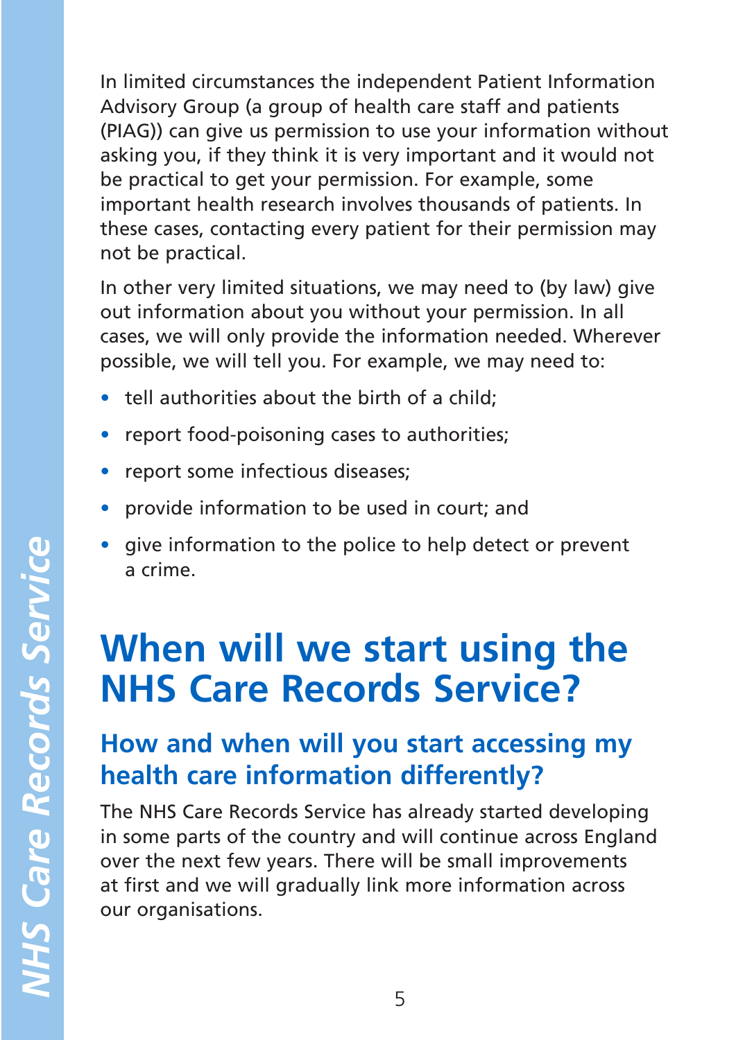In limited circumstances the independent Patient Information Advisory Group (a group of health care staff and patients (PIAG)) can give us permission to use your information without asking you, if they think it is very important and it would not be practical to get your permission. For example, some important health research involves thousands of patients. In these cases, contacting every patient for their permission may not be practical.

In other very limited situations, we may need to (by law) give out information about you without your permission. In all cases, we will only provide the information needed. Wherever possible, we will tell you. For example, we may need to:

- tell authorities about the birth of a child;
- report food-poisoning cases to authorities;
- report some infectious diseases;
- provide information to be used in court; and
- give information to the police to help detect or prevent a crime.

# When will we start using the NHS Care Records Service?

## How and when will you start accessing my health care information differently?

The NHS Care Records Service has already started developing in some parts of the country and will continue across England over the next few years. There will be small improvements at first and we will gradually link more information across our organisations.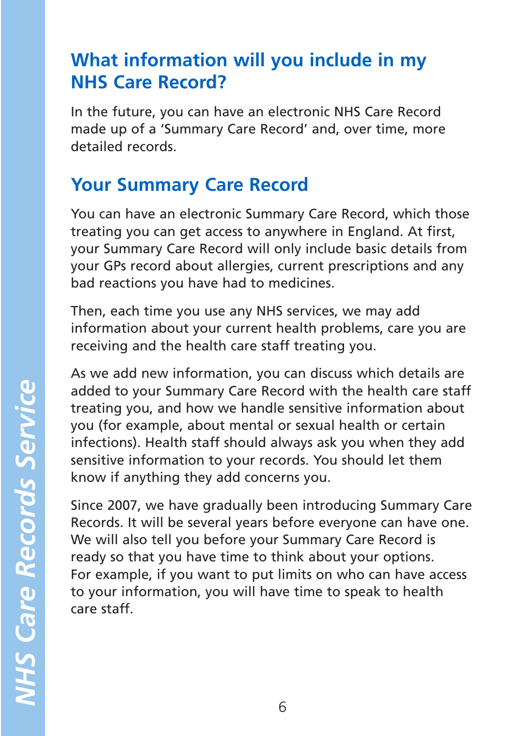## What information will you include in my NHS Care Record?

In the future, you can have an electronic NHS Care Record made up of a 'Summary Care Record' and, over time, more detailed records.

## Your Summary Care Record

You can have an electronic Summary Care Record, which those treating you can get access to anywhere in England. At first, your Summary Care Record will only include basic details from your GPs record about allergies, current prescriptions and any bad reactions you have had to medicines.

Then, each time you use any NHS services, we may add information about your current health problems, care you are receiving and the health care staff treating you.

As we add new information, you can discuss which details are added to your Summary Care Record with the health care staff treating you, and how we handle sensitive information about you (for example, about mental or sexual health or certain infections). Health staff should always ask you when they add sensitive information to your records. You should let them know if anything they add concerns you.

Since 2007, we have gradually been introducing Summary Care Records. It will be several years before everyone can have one. We will also tell you before your Summary Care Record is ready so that you have time to think about your options. For example, if you want to put limits on who can have access to your information, you will have time to speak to health care staff.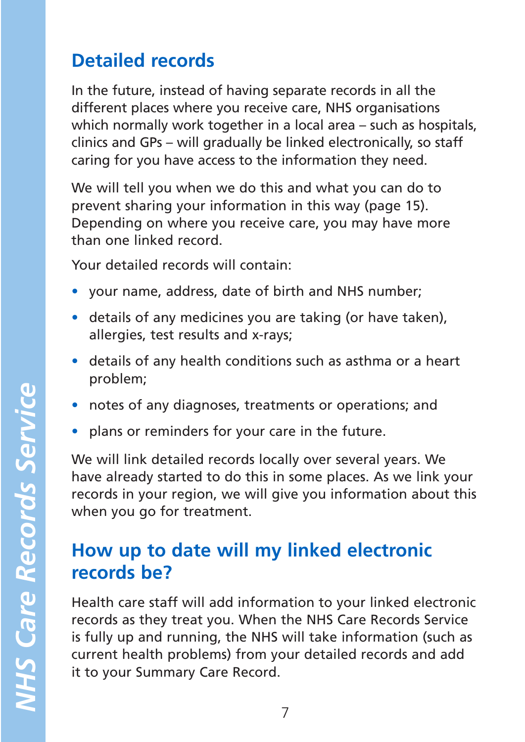## Detailed records

In the future, instead of having separate records in all the different places where you receive care, NHS organisations which normally work together in a local area – such as hospitals, clinics and GPs – will gradually be linked electronically, so staff caring for you have access to the information they need.

We will tell you when we do this and what you can do to prevent sharing your information in this way (page 15). Depending on where you receive care, you may have more than one linked record.

Your detailed records will contain:

- your name, address, date of birth and NHS number;
- details of any medicines you are taking (or have taken), allergies, test results and x-rays;
- details of any health conditions such as asthma or a heart problem;
- notes of any diagnoses, treatments or operations; and
- plans or reminders for your care in the future.

We will link detailed records locally over several years. We have already started to do this in some places. As we link your records in your region, we will give you information about this when you go for treatment.

## How up to date will my linked electronic records be?

Health care staff will add information to your linked electronic records as they treat you. When the NHS Care Records Service is fully up and running, the NHS will take information (such as current health problems) from your detailed records and add it to your Summary Care Record.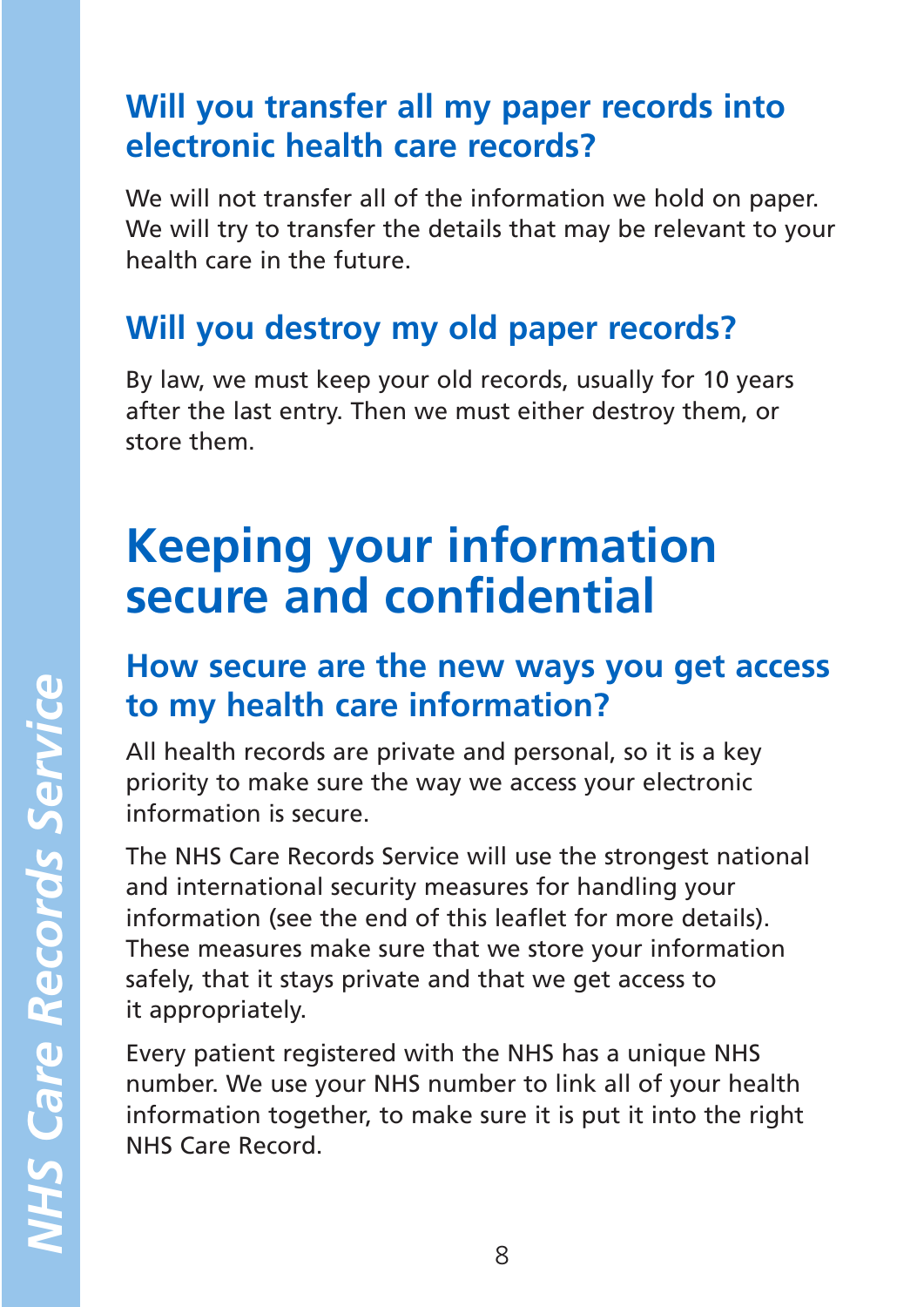### Will you transfer all my paper records into electronic health care records?

We will not transfer all of the information we hold on paper. We will try to transfer the details that may be relevant to your health care in the future.

### Will you destroy my old paper records?

By law, we must keep your old records, usually for 10 years after the last entry. Then we must either destroy them, or store them.

## Keeping your information secure and confidential

### How secure are the new ways you get access to my health care information?

All health records are private and personal, so it is a key priority to make sure the way we access your electronic information is secure.

The NHS Care Records Service will use the strongest national and international security measures for handling your information (see the end of this leaflet for more details). These measures make sure that we store your information safely, that it stays private and that we get access to it appropriately.

Every patient registered with the NHS has a unique NHS number. We use your NHS number to link all of your health information together, to make sure it is put it into the right NHS Care Record.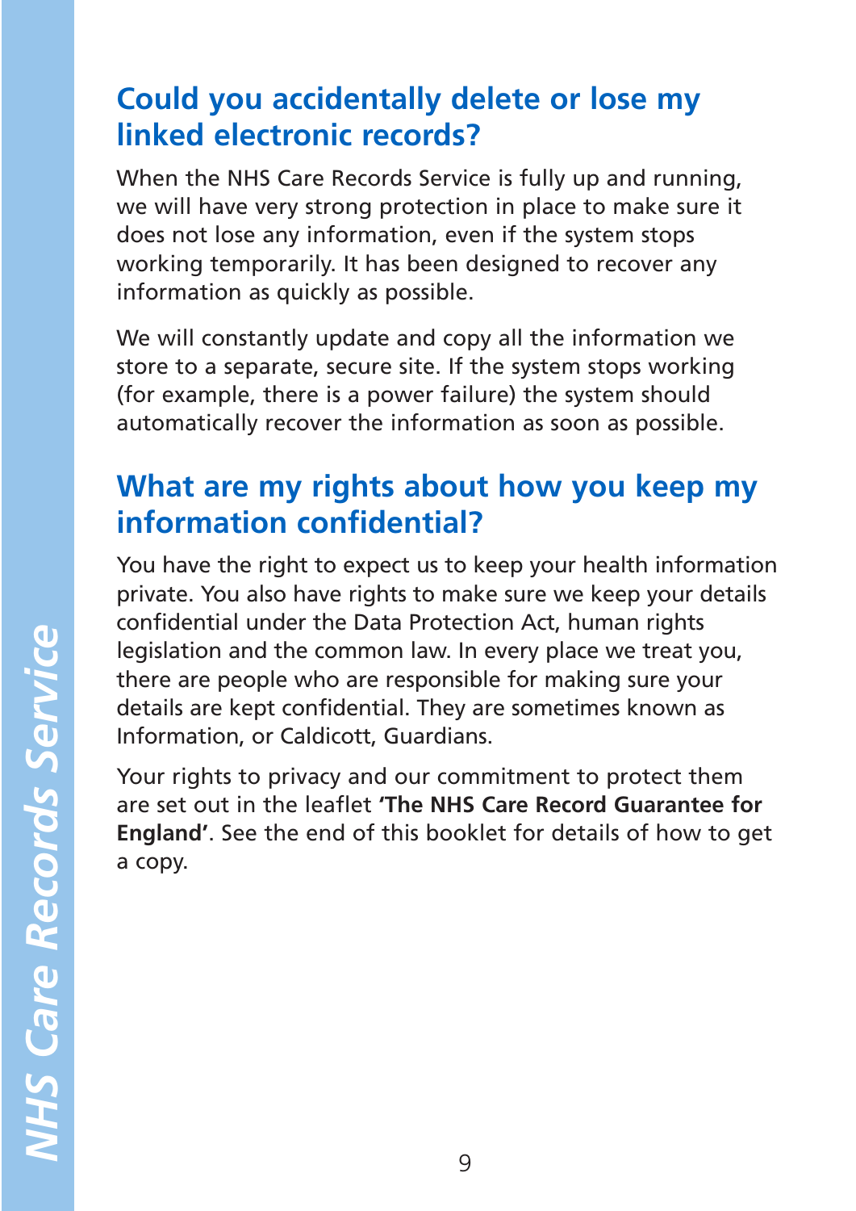## Could you accidentally delete or lose my linked electronic records?

When the NHS Care Records Service is fully up and running, we will have very strong protection in place to make sure it does not lose any information, even if the system stops working temporarily. It has been designed to recover any information as quickly as possible.

We will constantly update and copy all the information we store to a separate, secure site. If the system stops working (for example, there is a power failure) the system should automatically recover the information as soon as possible.

## What are my rights about how you keep my information confidential?

You have the right to expect us to keep your health information private. You also have rights to make sure we keep your details confidential under the Data Protection Act, human rights legislation and the common law. In every place we treat you, there are people who are responsible for making sure your details are kept confidential. They are sometimes known as Information, or Caldicott, Guardians.

Your rights to privacy and our commitment to protect them are set out in the leaflet **'The NHS Care Record Guarantee for England'**. See the end of this booklet for details of how to get a copy.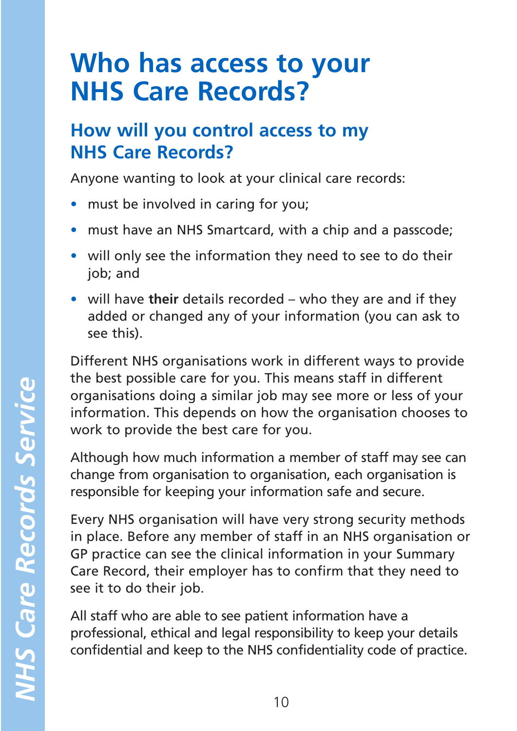# Who has access to your NHS Care Records?

## How will you control access to my NHS Care Records?

Anyone wanting to look at your clinical care records:

- must be involved in caring for you;
- must have an NHS Smartcard, with a chip and a passcode;
- will only see the information they need to see to do their job; and
- will have **their** details recorded – who they are and if they added or changed any of your information (you can ask to see this).

Different NHS organisations work in different ways to provide the best possible care for you. This means staff in different organisations doing a similar job may see more or less of your information. This depends on how the organisation chooses to work to provide the best care for you.

Although how much information a member of staff may see can change from organisation to organisation, each organisation is responsible for keeping your information safe and secure.

Every NHS organisation will have very strong security methods in place. Before any member of staff in an NHS organisation or GP practice can see the clinical information in your Summary Care Record, their employer has to confirm that they need to see it to do their job.

All staff who are able to see patient information have a professional, ethical and legal responsibility to keep your details confidential and keep to the NHS confidentiality code of practice.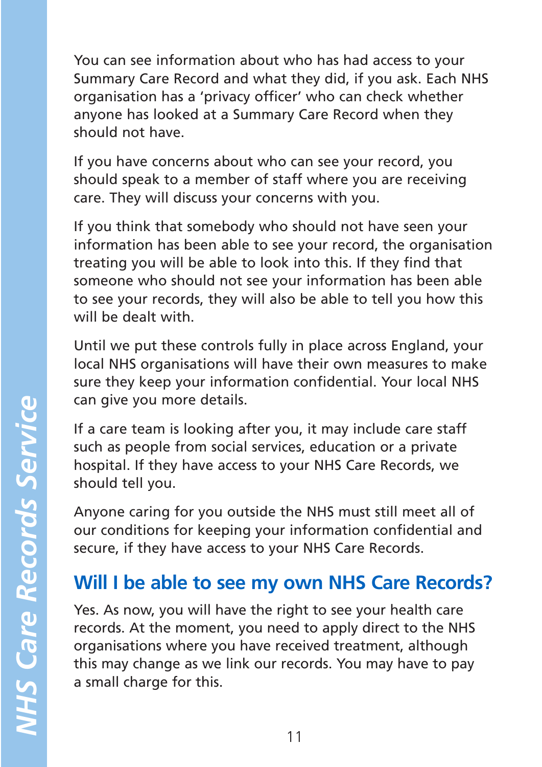You can see information about who has had access to your Summary Care Record and what they did, if you ask. Each NHS organisation has a 'privacy officer' who can check whether anyone has looked at a Summary Care Record when they should not have.

If you have concerns about who can see your record, you should speak to a member of staff where you are receiving care. They will discuss your concerns with you.

If you think that somebody who should not have seen your information has been able to see your record, the organisation treating you will be able to look into this. If they find that someone who should not see your information has been able to see your records, they will also be able to tell you how this will be dealt with.

Until we put these controls fully in place across England, your local NHS organisations will have their own measures to make sure they keep your information confidential. Your local NHS can give you more details.

If a care team is looking after you, it may include care staff such as people from social services, education or a private hospital. If they have access to your NHS Care Records, we should tell you.

Anyone caring for you outside the NHS must still meet all of our conditions for keeping your information confidential and secure, if they have access to your NHS Care Records.

## Will I be able to see my own NHS Care Records?

Yes. As now, you will have the right to see your health care records. At the moment, you need to apply direct to the NHS organisations where you have received treatment, although this may change as we link our records. You may have to pay a small charge for this.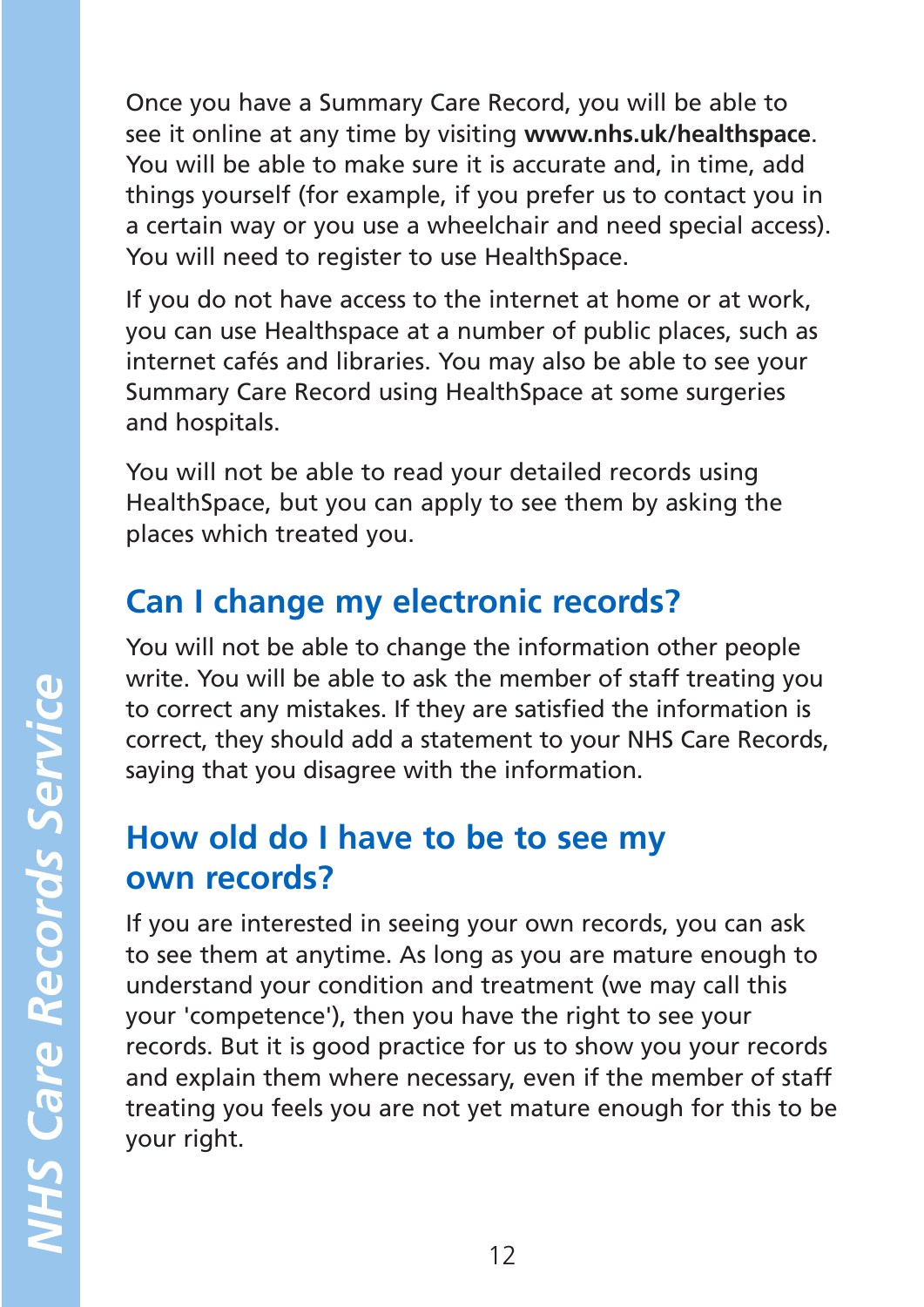Once you have a Summary Care Record, you will be able to see it online at any time by visiting **www.nhs.uk/healthspace**. You will be able to make sure it is accurate and, in time, add things yourself (for example, if you prefer us to contact you in a certain way or you use a wheelchair and need special access). You will need to register to use HealthSpace.

If you do not have access to the internet at home or at work, you can use Healthspace at a number of public places, such as internet cafés and libraries. You may also be able to see your Summary Care Record using HealthSpace at some surgeries and hospitals.

You will not be able to read your detailed records using HealthSpace, but you can apply to see them by asking the places which treated you.

## Can I change my electronic records?

You will not be able to change the information other people write. You will be able to ask the member of staff treating you to correct any mistakes. If they are satisfied the information is correct, they should add a statement to your NHS Care Records, saying that you disagree with the information.

## How old do I have to be to see my own records?

If you are interested in seeing your own records, you can ask to see them at anytime. As long as you are mature enough to understand your condition and treatment (we may call this your 'competence'), then you have the right to see your records. But it is good practice for us to show you your records and explain them where necessary, even if the member of staff treating you feels you are not yet mature enough for this to be your right.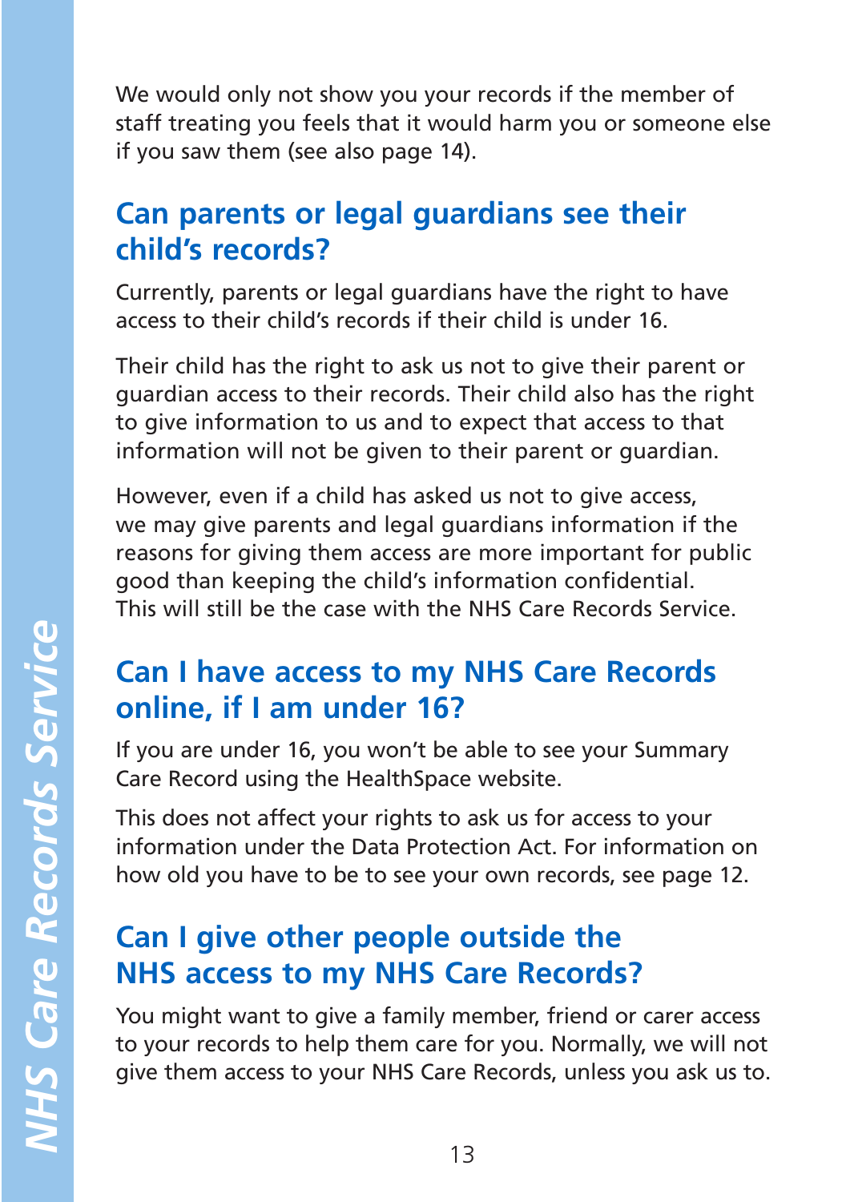We would only not show you your records if the member of staff treating you feels that it would harm you or someone else if you saw them (see also page 14).

## Can parents or legal guardians see their child's records?

Currently, parents or legal guardians have the right to have access to their child's records if their child is under 16.

Their child has the right to ask us not to give their parent or guardian access to their records. Their child also has the right to give information to us and to expect that access to that information will not be given to their parent or guardian.

However, even if a child has asked us not to give access, we may give parents and legal guardians information if the reasons for giving them access are more important for public good than keeping the child's information confidential. This will still be the case with the NHS Care Records Service.

## Can I have access to my NHS Care Records online, if I am under 16?

If you are under 16, you won't be able to see your Summary Care Record using the HealthSpace website.

This does not affect your rights to ask us for access to your information under the Data Protection Act. For information on how old you have to be to see your own records, see page 12.

## Can I give other people outside the NHS access to my NHS Care Records?

You might want to give a family member, friend or carer access to your records to help them care for you. Normally, we will not give them access to your NHS Care Records, unless you ask us to.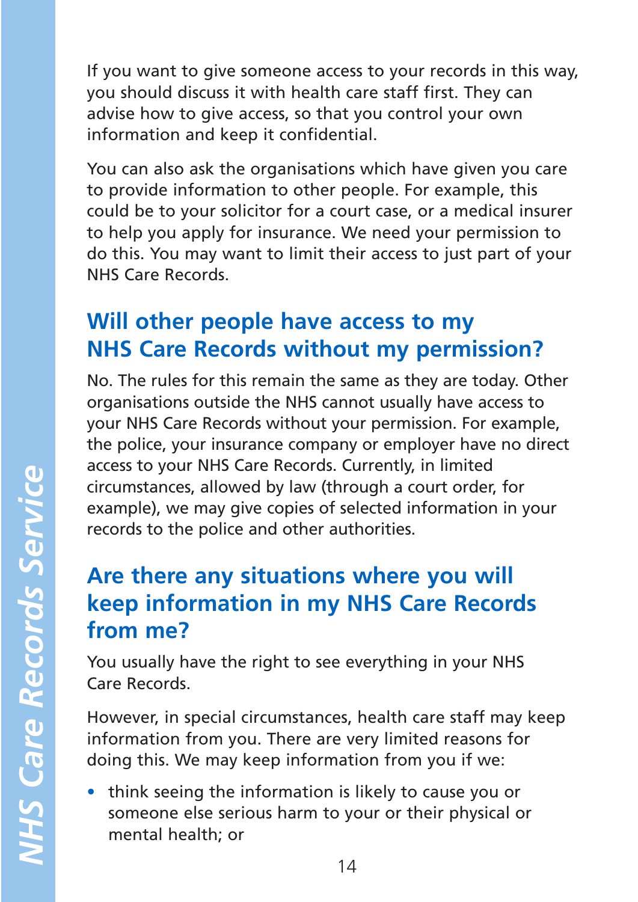If you want to give someone access to your records in this way, you should discuss it with health care staff first. They can advise how to give access, so that you control your own information and keep it confidential.

You can also ask the organisations which have given you care to provide information to other people. For example, this could be to your solicitor for a court case, or a medical insurer to help you apply for insurance. We need your permission to do this. You may want to limit their access to just part of your NHS Care Records.

## Will other people have access to my NHS Care Records without my permission?

No. The rules for this remain the same as they are today. Other organisations outside the NHS cannot usually have access to your NHS Care Records without your permission. For example, the police, your insurance company or employer have no direct access to your NHS Care Records. Currently, in limited circumstances, allowed by law (through a court order, for example), we may give copies of selected information in your records to the police and other authorities.

## Are there any situations where you will keep information in my NHS Care Records from me?

You usually have the right to see everything in your NHS Care Records.

However, in special circumstances, health care staff may keep information from you. There are very limited reasons for doing this. We may keep information from you if we:

- think seeing the information is likely to cause you or someone else serious harm to your or their physical or mental health; or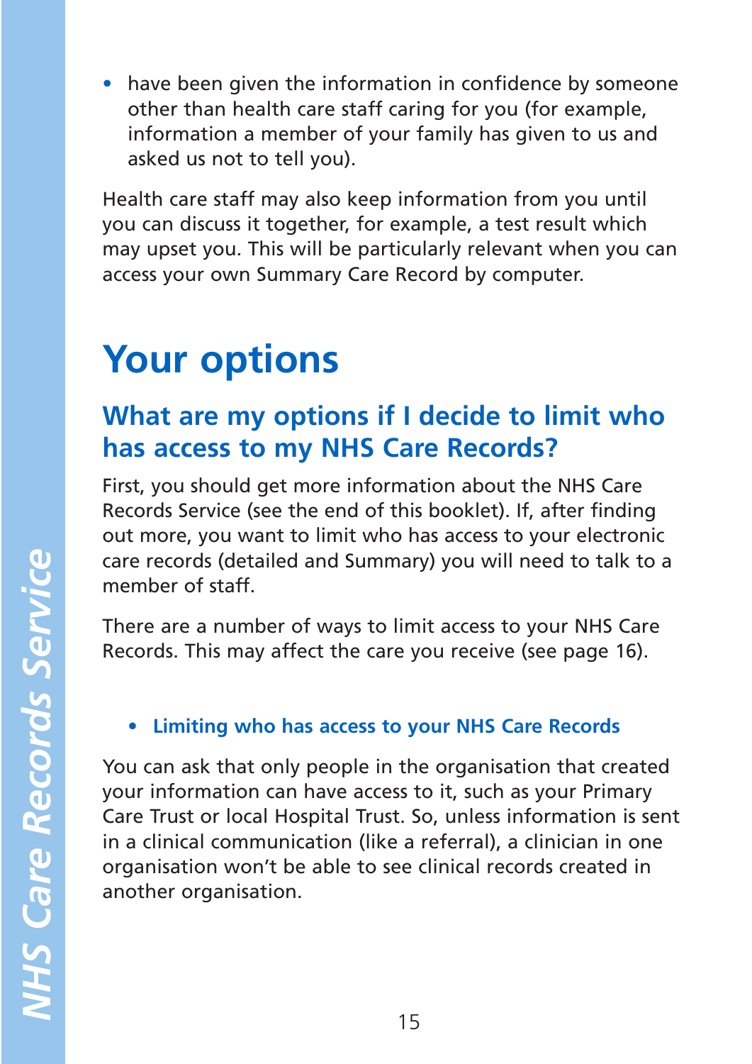- have been given the information in confidence by someone other than health care staff caring for you (for example, information a member of your family has given to us and asked us not to tell you).

Health care staff may also keep information from you until you can discuss it together, for example, a test result which may upset you. This will be particularly relevant when you can access your own Summary Care Record by computer.

# Your options

## What are my options if I decide to limit who has access to my NHS Care Records?

First, you should get more information about the NHS Care Records Service (see the end of this booklet). If, after finding out more, you want to limit who has access to your electronic care records (detailed and Summary) you will need to talk to a member of staff.

There are a number of ways to limit access to your NHS Care Records. This may affect the care you receive (see page 16).

- **Limiting who has access to your NHS Care Records**

You can ask that only people in the organisation that created your information can have access to it, such as your Primary Care Trust or local Hospital Trust. So, unless information is sent in a clinical communication (like a referral), a clinician in one organisation won't be able to see clinical records created in another organisation.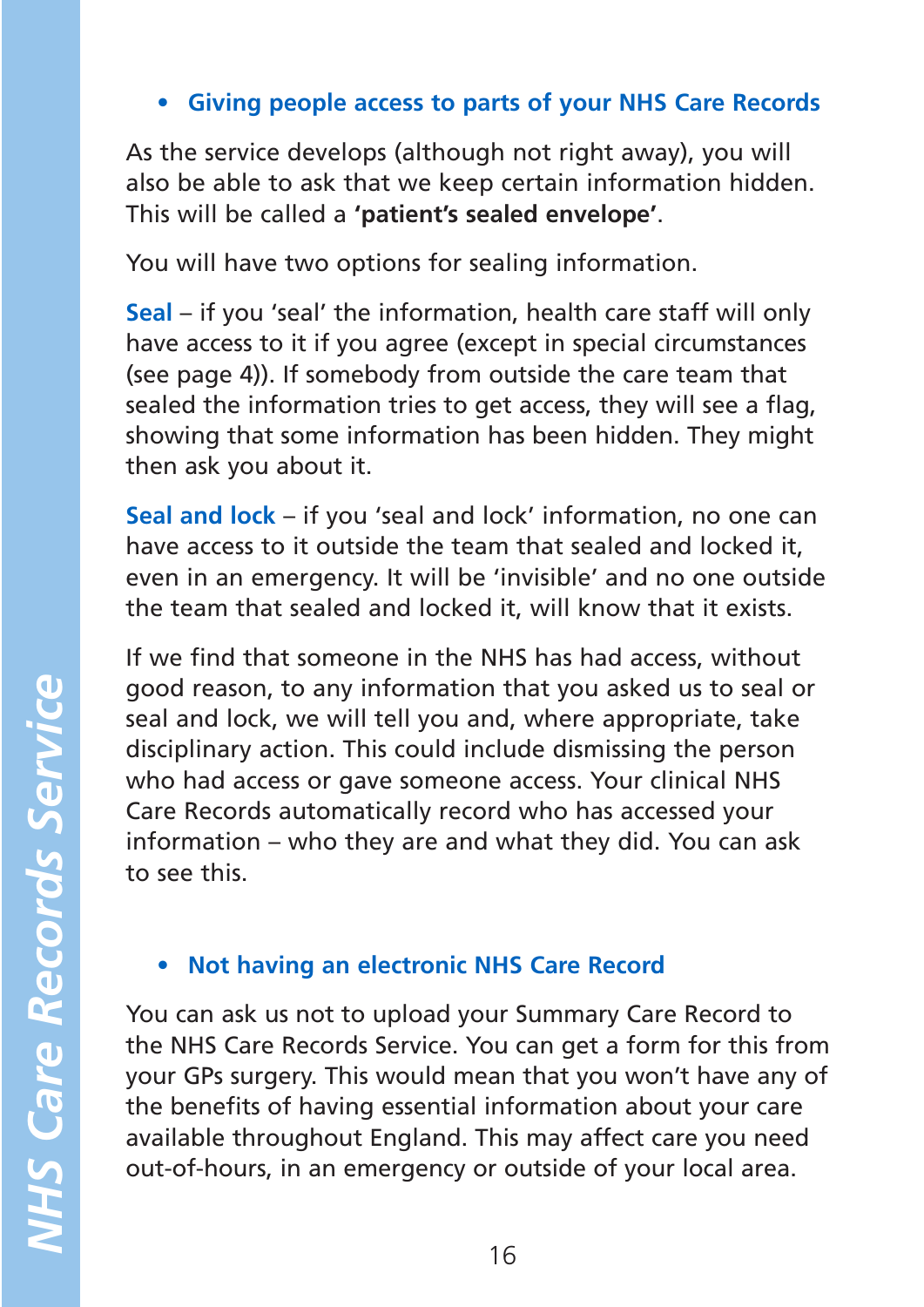- **Giving people access to parts of your NHS Care Records**

As the service develops (although not right away), you will also be able to ask that we keep certain information hidden. This will be called a **'patient's sealed envelope'**.

You will have two options for sealing information.

**Seal** – if you 'seal' the information, health care staff will only have access to it if you agree (except in special circumstances (see page 4)). If somebody from outside the care team that sealed the information tries to get access, they will see a flag, showing that some information has been hidden. They might then ask you about it.

**Seal and lock** – if you 'seal and lock' information, no one can have access to it outside the team that sealed and locked it, even in an emergency. It will be 'invisible' and no one outside the team that sealed and locked it, will know that it exists.

If we find that someone in the NHS has had access, without good reason, to any information that you asked us to seal or seal and lock, we will tell you and, where appropriate, take disciplinary action. This could include dismissing the person who had access or gave someone access. Your clinical NHS Care Records automatically record who has accessed your information – who they are and what they did. You can ask to see this.

- **Not having an electronic NHS Care Record**

You can ask us not to upload your Summary Care Record to the NHS Care Records Service. You can get a form for this from your GPs surgery. This would mean that you won't have any of the benefits of having essential information about your care available throughout England. This may affect care you need out-of-hours, in an emergency or outside of your local area.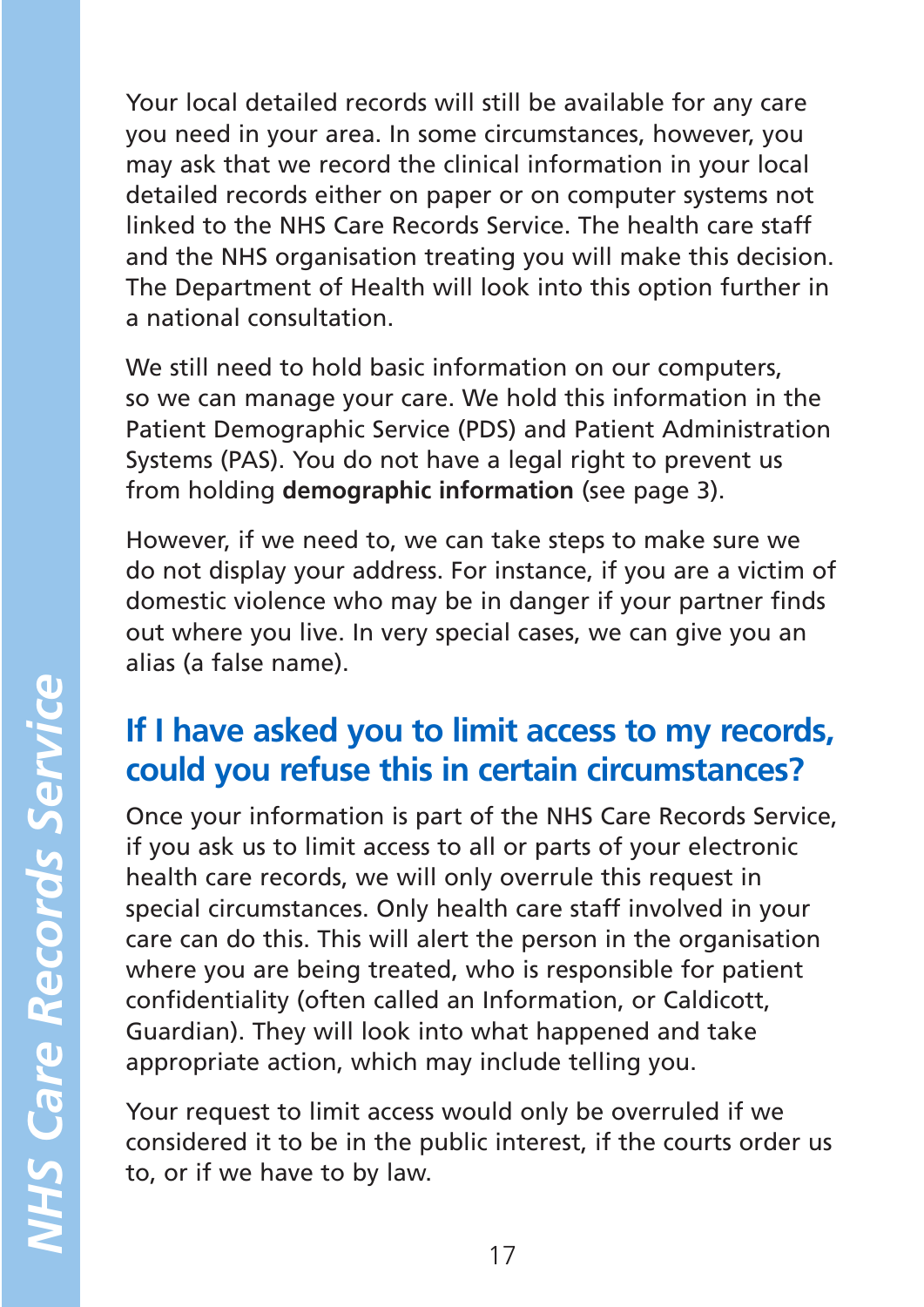Your local detailed records will still be available for any care you need in your area. In some circumstances, however, you may ask that we record the clinical information in your local detailed records either on paper or on computer systems not linked to the NHS Care Records Service. The health care staff and the NHS organisation treating you will make this decision. The Department of Health will look into this option further in a national consultation.

We still need to hold basic information on our computers, so we can manage your care. We hold this information in the Patient Demographic Service (PDS) and Patient Administration Systems (PAS). You do not have a legal right to prevent us from holding **demographic information** (see page 3).

However, if we need to, we can take steps to make sure we do not display your address. For instance, if you are a victim of domestic violence who may be in danger if your partner finds out where you live. In very special cases, we can give you an alias (a false name).

## If I have asked you to limit access to my records, could you refuse this in certain circumstances?

Once your information is part of the NHS Care Records Service, if you ask us to limit access to all or parts of your electronic health care records, we will only overrule this request in special circumstances. Only health care staff involved in your care can do this. This will alert the person in the organisation where you are being treated, who is responsible for patient confidentiality (often called an Information, or Caldicott, Guardian). They will look into what happened and take appropriate action, which may include telling you.

Your request to limit access would only be overruled if we considered it to be in the public interest, if the courts order us to, or if we have to by law.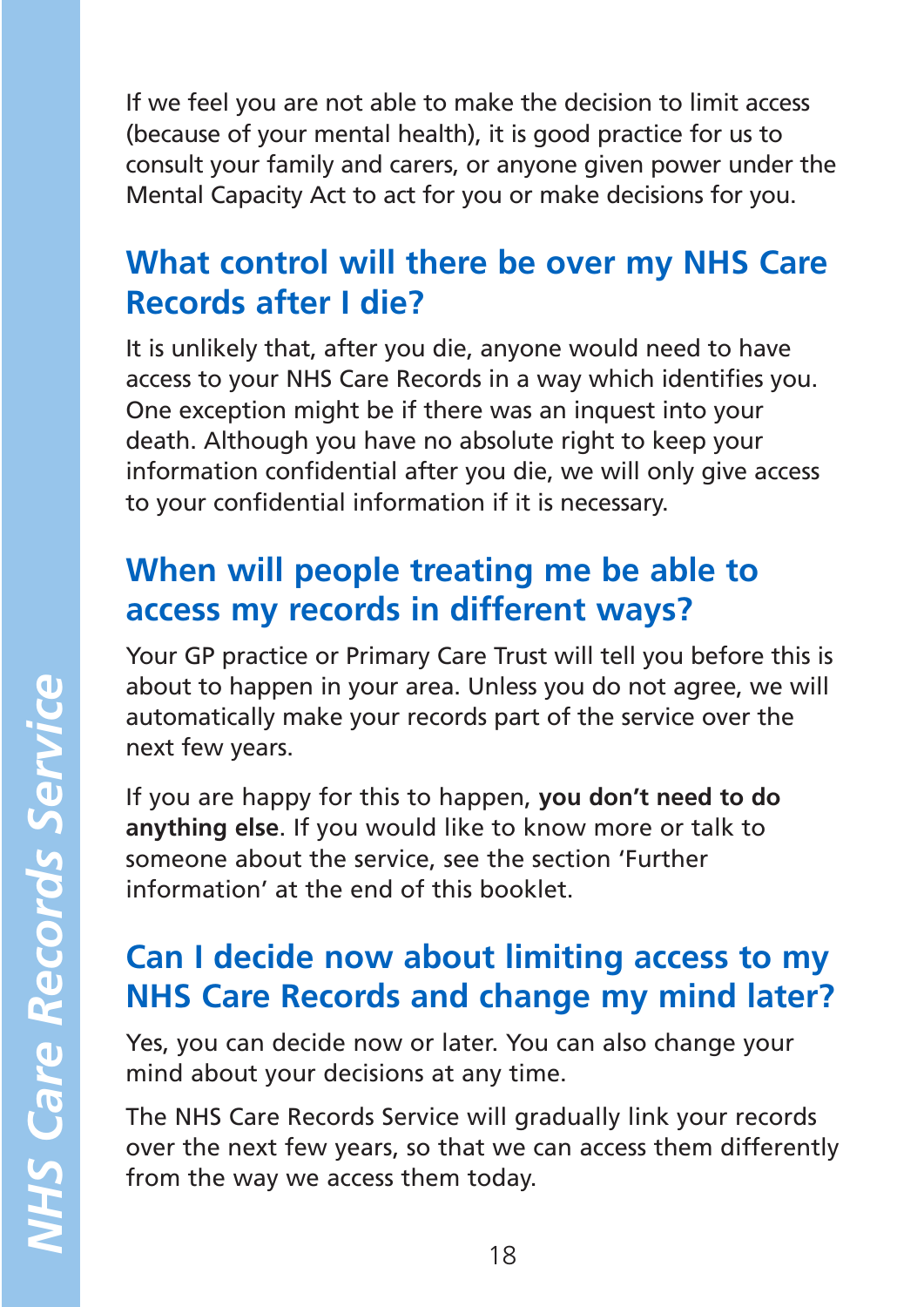If we feel you are not able to make the decision to limit access (because of your mental health), it is good practice for us to consult your family and carers, or anyone given power under the Mental Capacity Act to act for you or make decisions for you.

## What control will there be over my NHS Care Records after I die?

It is unlikely that, after you die, anyone would need to have access to your NHS Care Records in a way which identifies you. One exception might be if there was an inquest into your death. Although you have no absolute right to keep your information confidential after you die, we will only give access to your confidential information if it is necessary.

## When will people treating me be able to access my records in different ways?

Your GP practice or Primary Care Trust will tell you before this is about to happen in your area. Unless you do not agree, we will automatically make your records part of the service over the next few years.

If you are happy for this to happen, **you don't need to do anything else**. If you would like to know more or talk to someone about the service, see the section 'Further information' at the end of this booklet.

## Can I decide now about limiting access to my NHS Care Records and change my mind later?

Yes, you can decide now or later. You can also change your mind about your decisions at any time.

The NHS Care Records Service will gradually link your records over the next few years, so that we can access them differently from the way we access them today.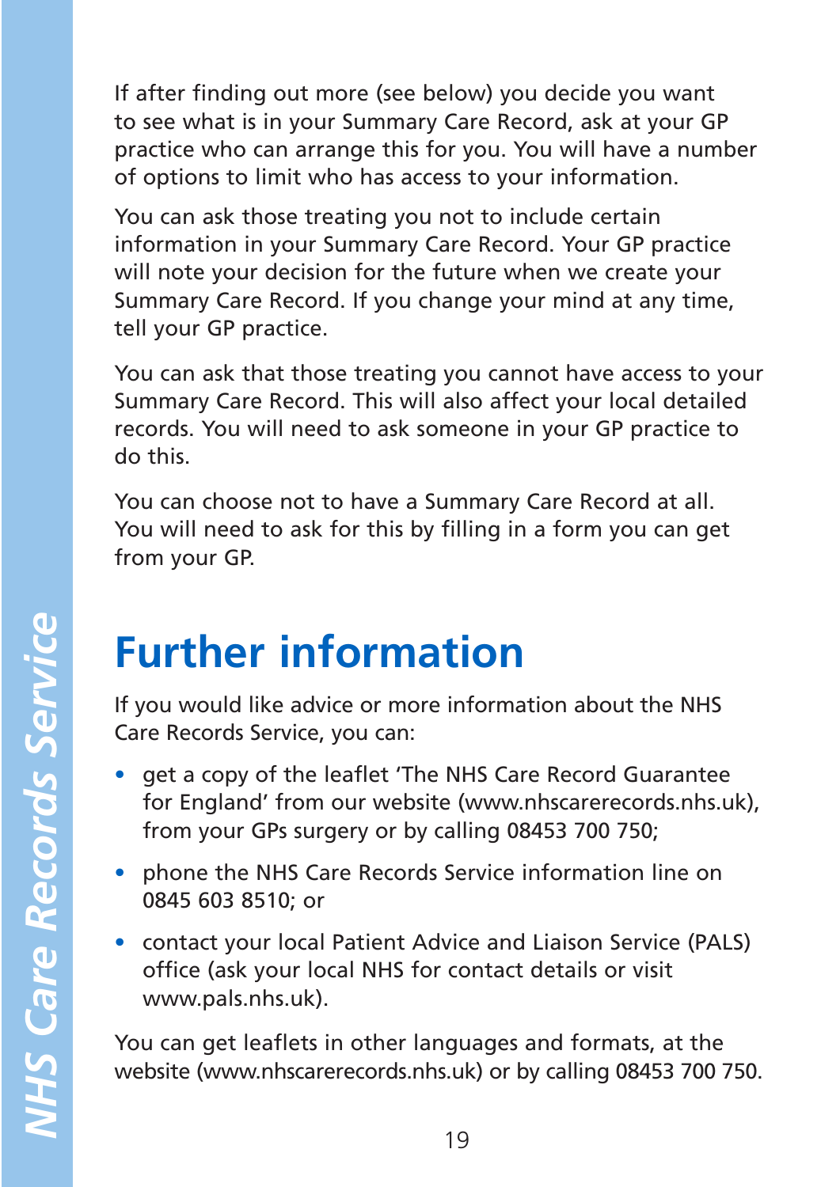If after finding out more (see below) you decide you want to see what is in your Summary Care Record, ask at your GP practice who can arrange this for you. You will have a number of options to limit who has access to your information.

You can ask those treating you not to include certain information in your Summary Care Record. Your GP practice will note your decision for the future when we create your Summary Care Record. If you change your mind at any time, tell your GP practice.

You can ask that those treating you cannot have access to your Summary Care Record. This will also affect your local detailed records. You will need to ask someone in your GP practice to do this.

You can choose not to have a Summary Care Record at all. You will need to ask for this by filling in a form you can get from your GP.

# Further information

If you would like advice or more information about the NHS Care Records Service, you can:

- get a copy of the leaflet 'The NHS Care Record Guarantee for England' from our website (www.nhscarerecords.nhs.uk), from your GPs surgery or by calling 08453 700 750;
- phone the NHS Care Records Service information line on 0845 603 8510; or
- contact your local Patient Advice and Liaison Service (PALS) office (ask your local NHS for contact details or visit www.pals.nhs.uk).

You can get leaflets in other languages and formats, at the website (www.nhscarerecords.nhs.uk) or by calling 08453 700 750.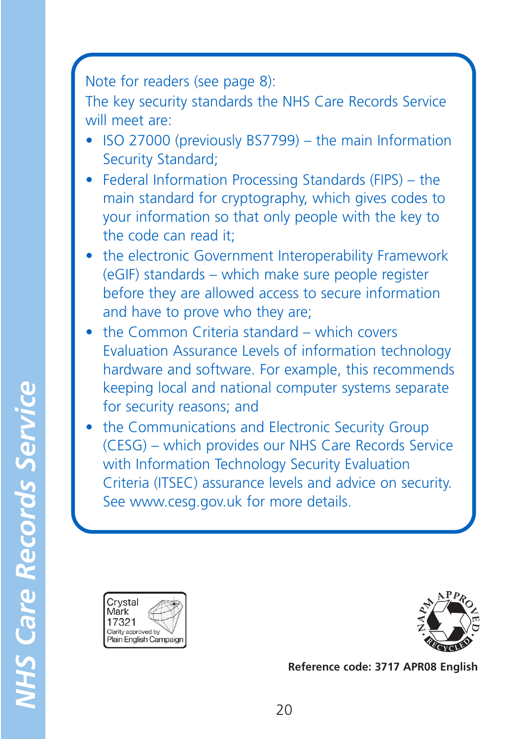Note for readers (see page 8):
The key security standards the NHS Care Records Service will meet are:

- ISO 27000 (previously BS7799) – the main Information Security Standard;
- Federal Information Processing Standards (FIPS) – the main standard for cryptography, which gives codes to your information so that only people with the key to the code can read it;
- the electronic Government Interoperability Framework (eGIF) standards – which make sure people register before they are allowed access to secure information and have to prove who they are;
- the Common Criteria standard – which covers Evaluation Assurance Levels of information technology hardware and software. For example, this recommends keeping local and national computer systems separate for security reasons; and
- the Communications and Electronic Security Group (CESG) – which provides our NHS Care Records Service with Information Technology Security Evaluation Criteria (ITSEC) assurance levels and advice on security. See www.cesg.gov.uk for more details.

Crystal Mark 17321
Clarity approved by Plain English Campaign

NAPM APPROVED RECYCLED

**Reference code: 3717 APR08 English**